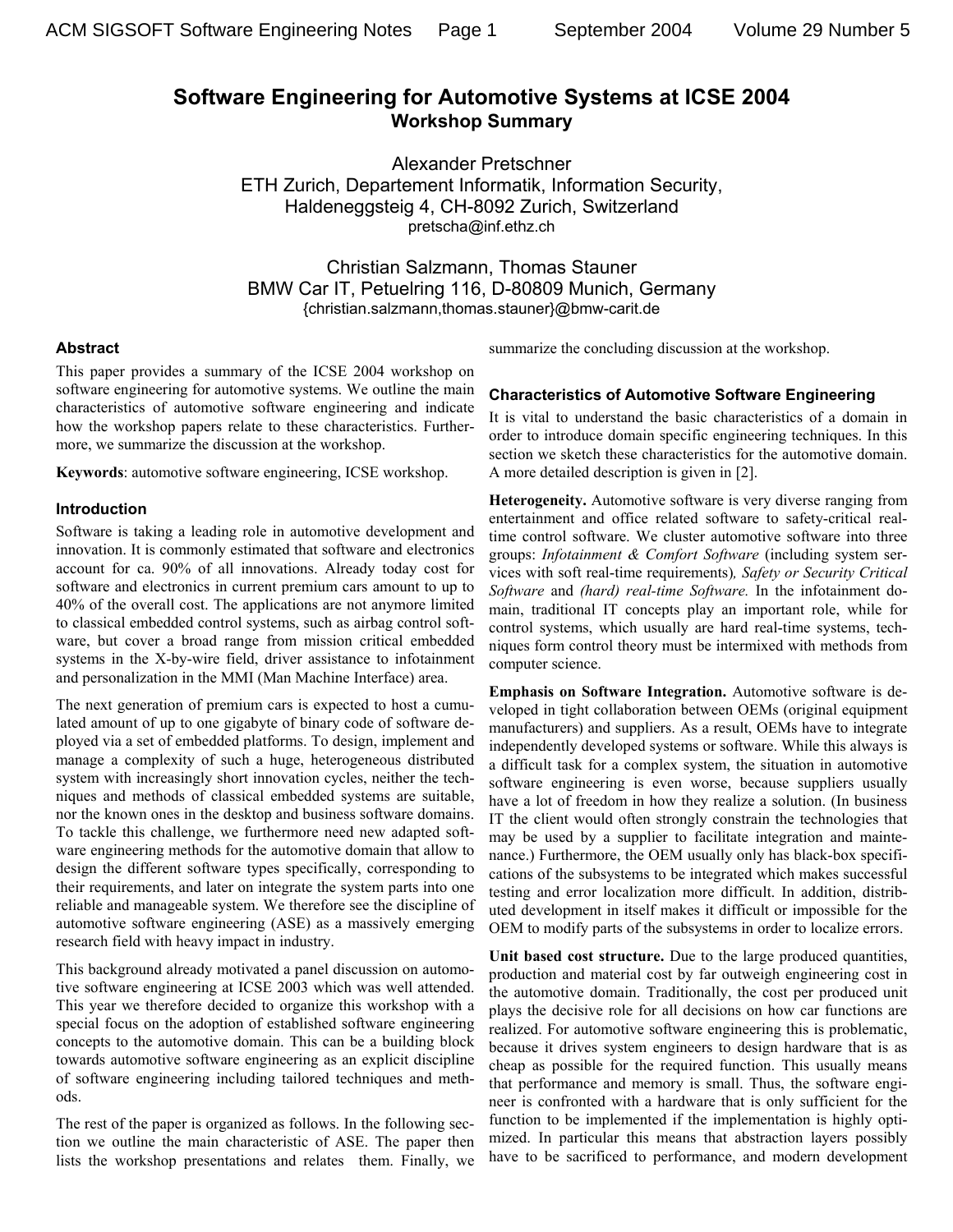# Software Engineering for Automotive Systems at ICSE 2004
## Workshop Summary

Alexander Pretschner
ETH Zurich, Departement Informatik, Information Security,
Haldeneggsteig 4, CH-8092 Zurich, Switzerland
pretscha@inf.ethz.ch

Christian Salzmann, Thomas Stauner
BMW Car IT, Petuelring 116, D-80809 Munich, Germany
{christian.salzmann,thomas.stauner}@bmw-carit.de

### Abstract

This paper provides a summary of the ICSE 2004 workshop on software engineering for automotive systems. We outline the main characteristics of automotive software engineering and indicate how the workshop papers relate to these characteristics. Furthermore, we summarize the discussion at the workshop.

**Keywords**: automotive software engineering, ICSE workshop.

### Introduction

Software is taking a leading role in automotive development and innovation. It is commonly estimated that software and electronics account for ca. 90% of all innovations. Already today cost for software and electronics in current premium cars amount to up to 40% of the overall cost. The applications are not anymore limited to classical embedded control systems, such as airbag control software, but cover a broad range from mission critical embedded systems in the X-by-wire field, driver assistance to infotainment and personalization in the MMI (Man Machine Interface) area.

The next generation of premium cars is expected to host a cumulated amount of up to one gigabyte of binary code of software deployed via a set of embedded platforms. To design, implement and manage a complexity of such a huge, heterogeneous distributed system with increasingly short innovation cycles, neither the techniques and methods of classical embedded systems are suitable, nor the known ones in the desktop and business software domains. To tackle this challenge, we furthermore need new adapted software engineering methods for the automotive domain that allow to design the different software types specifically, corresponding to their requirements, and later on integrate the system parts into one reliable and manageable system. We therefore see the discipline of automotive software engineering (ASE) as a massively emerging research field with heavy impact in industry.

This background already motivated a panel discussion on automotive software engineering at ICSE 2003 which was well attended. This year we therefore decided to organize this workshop with a special focus on the adoption of established software engineering concepts to the automotive domain. This can be a building block towards automotive software engineering as an explicit discipline of software engineering including tailored techniques and methods.

The rest of the paper is organized as follows. In the following section we outline the main characteristic of ASE. The paper then lists the workshop presentations and relates them. Finally, we summarize the concluding discussion at the workshop.

### Characteristics of Automotive Software Engineering

It is vital to understand the basic characteristics of a domain in order to introduce domain specific engineering techniques. In this section we sketch these characteristics for the automotive domain. A more detailed description is given in [2].

**Heterogeneity.** Automotive software is very diverse ranging from entertainment and office related software to safety-critical realtime control software. We cluster automotive software into three groups: *Infotainment & Comfort Software* (including system services with soft real-time requirements)*, Safety or Security Critical Software* and *(hard) real-time Software.* In the infotainment domain, traditional IT concepts play an important role, while for control systems, which usually are hard real-time systems, techniques form control theory must be intermixed with methods from computer science.

**Emphasis on Software Integration.** Automotive software is developed in tight collaboration between OEMs (original equipment manufacturers) and suppliers. As a result, OEMs have to integrate independently developed systems or software. While this always is a difficult task for a complex system, the situation in automotive software engineering is even worse, because suppliers usually have a lot of freedom in how they realize a solution. (In business IT the client would often strongly constrain the technologies that may be used by a supplier to facilitate integration and maintenance.) Furthermore, the OEM usually only has black-box specifications of the subsystems to be integrated which makes successful testing and error localization more difficult. In addition, distributed development in itself makes it difficult or impossible for the OEM to modify parts of the subsystems in order to localize errors.

**Unit based cost structure.** Due to the large produced quantities, production and material cost by far outweigh engineering cost in the automotive domain. Traditionally, the cost per produced unit plays the decisive role for all decisions on how car functions are realized. For automotive software engineering this is problematic, because it drives system engineers to design hardware that is as cheap as possible for the required function. This usually means that performance and memory is small. Thus, the software engineer is confronted with a hardware that is only sufficient for the function to be implemented if the implementation is highly optimized. In particular this means that abstraction layers possibly have to be sacrificed to performance, and modern development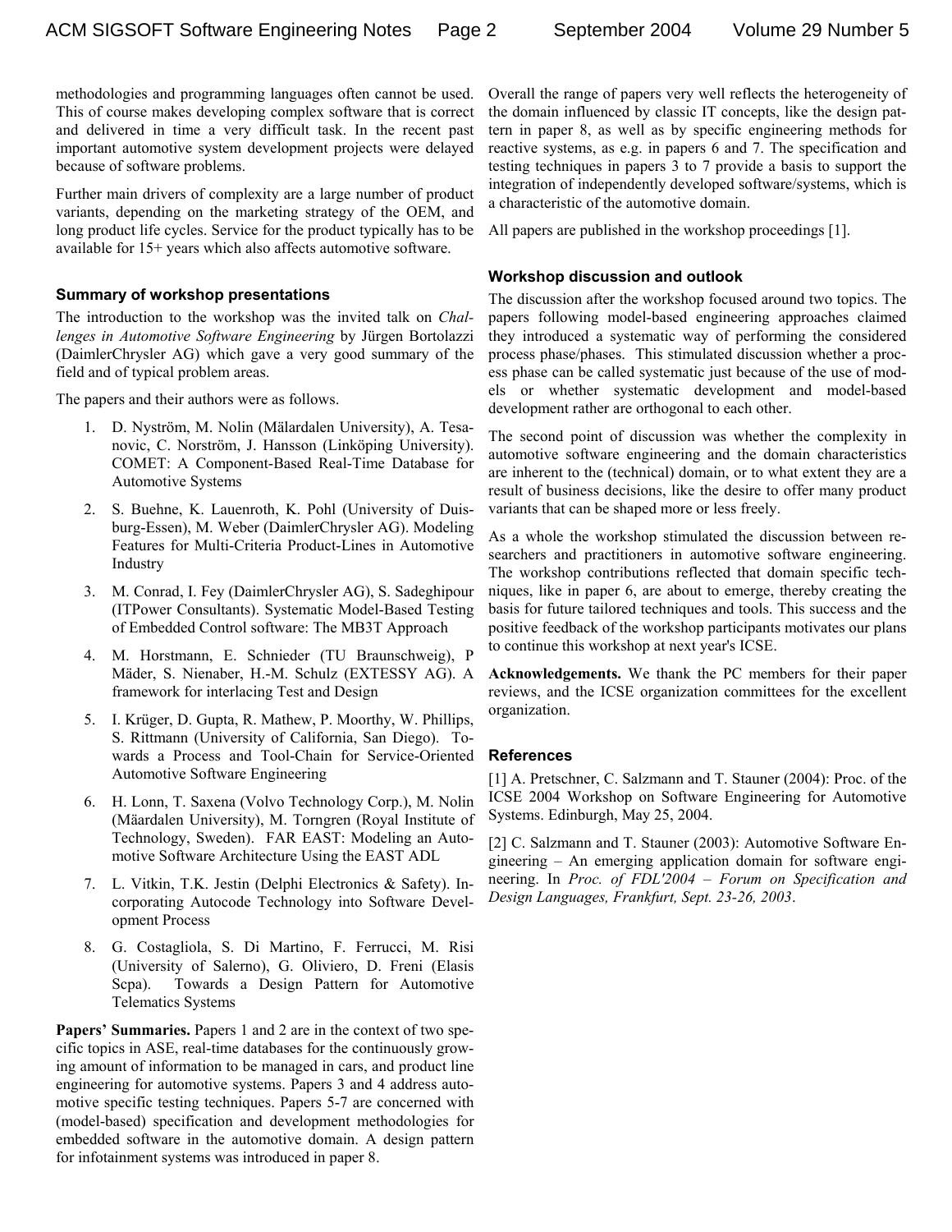methodologies and programming languages often cannot be used. This of course makes developing complex software that is correct and delivered in time a very difficult task. In the recent past important automotive system development projects were delayed because of software problems.

Further main drivers of complexity are a large number of product variants, depending on the marketing strategy of the OEM, and long product life cycles. Service for the product typically has to be available for 15+ years which also affects automotive software.

### Summary of workshop presentations

The introduction to the workshop was the invited talk on *Challenges in Automotive Software Engineering* by Jürgen Bortolazzi (DaimlerChrysler AG) which gave a very good summary of the field and of typical problem areas.

The papers and their authors were as follows.

1. D. Nyström, M. Nolin (Mälardalen University), A. Tesanovic, C. Norström, J. Hansson (Linköping University). COMET: A Component-Based Real-Time Database for Automotive Systems
2. S. Buehne, K. Lauenroth, K. Pohl (University of Duisburg-Essen), M. Weber (DaimlerChrysler AG). Modeling Features for Multi-Criteria Product-Lines in Automotive Industry
3. M. Conrad, I. Fey (DaimlerChrysler AG), S. Sadeghipour (ITPower Consultants). Systematic Model-Based Testing of Embedded Control software: The MB3T Approach
4. M. Horstmann, E. Schnieder (TU Braunschweig), P Mäder, S. Nienaber, H.-M. Schulz (EXTESSY AG). A framework for interlacing Test and Design
5. I. Krüger, D. Gupta, R. Mathew, P. Moorthy, W. Phillips, S. Rittmann (University of California, San Diego). Towards a Process and Tool-Chain for Service-Oriented Automotive Software Engineering
6. H. Lonn, T. Saxena (Volvo Technology Corp.), M. Nolin (Mäardalen University), M. Torngren (Royal Institute of Technology, Sweden). FAR EAST: Modeling an Automotive Software Architecture Using the EAST ADL
7. L. Vitkin, T.K. Jestin (Delphi Electronics & Safety). Incorporating Autocode Technology into Software Development Process
8. G. Costagliola, S. Di Martino, F. Ferrucci, M. Risi (University of Salerno), G. Oliviero, D. Freni (Elasis Scpa). Towards a Design Pattern for Automotive Telematics Systems

**Papers' Summaries.** Papers 1 and 2 are in the context of two specific topics in ASE, real-time databases for the continuously growing amount of information to be managed in cars, and product line engineering for automotive systems. Papers 3 and 4 address automotive specific testing techniques. Papers 5-7 are concerned with (model-based) specification and development methodologies for embedded software in the automotive domain. A design pattern for infotainment systems was introduced in paper 8.

Overall the range of papers very well reflects the heterogeneity of the domain influenced by classic IT concepts, like the design pattern in paper 8, as well as by specific engineering methods for reactive systems, as e.g. in papers 6 and 7. The specification and testing techniques in papers 3 to 7 provide a basis to support the integration of independently developed software/systems, which is a characteristic of the automotive domain.

All papers are published in the workshop proceedings [1].

### Workshop discussion and outlook

The discussion after the workshop focused around two topics. The papers following model-based engineering approaches claimed they introduced a systematic way of performing the considered process phase/phases. This stimulated discussion whether a process phase can be called systematic just because of the use of models or whether systematic development and model-based development rather are orthogonal to each other.

The second point of discussion was whether the complexity in automotive software engineering and the domain characteristics are inherent to the (technical) domain, or to what extent they are a result of business decisions, like the desire to offer many product variants that can be shaped more or less freely.

As a whole the workshop stimulated the discussion between researchers and practitioners in automotive software engineering. The workshop contributions reflected that domain specific techniques, like in paper 6, are about to emerge, thereby creating the basis for future tailored techniques and tools. This success and the positive feedback of the workshop participants motivates our plans to continue this workshop at next year's ICSE.

**Acknowledgements.** We thank the PC members for their paper reviews, and the ICSE organization committees for the excellent organization.

### References

[1] A. Pretschner, C. Salzmann and T. Stauner (2004): Proc. of the ICSE 2004 Workshop on Software Engineering for Automotive Systems. Edinburgh, May 25, 2004.

[2] C. Salzmann and T. Stauner (2003): Automotive Software Engineering – An emerging application domain for software engineering. In *Proc. of FDL'2004 – Forum on Specification and Design Languages, Frankfurt, Sept. 23-26, 2003*.